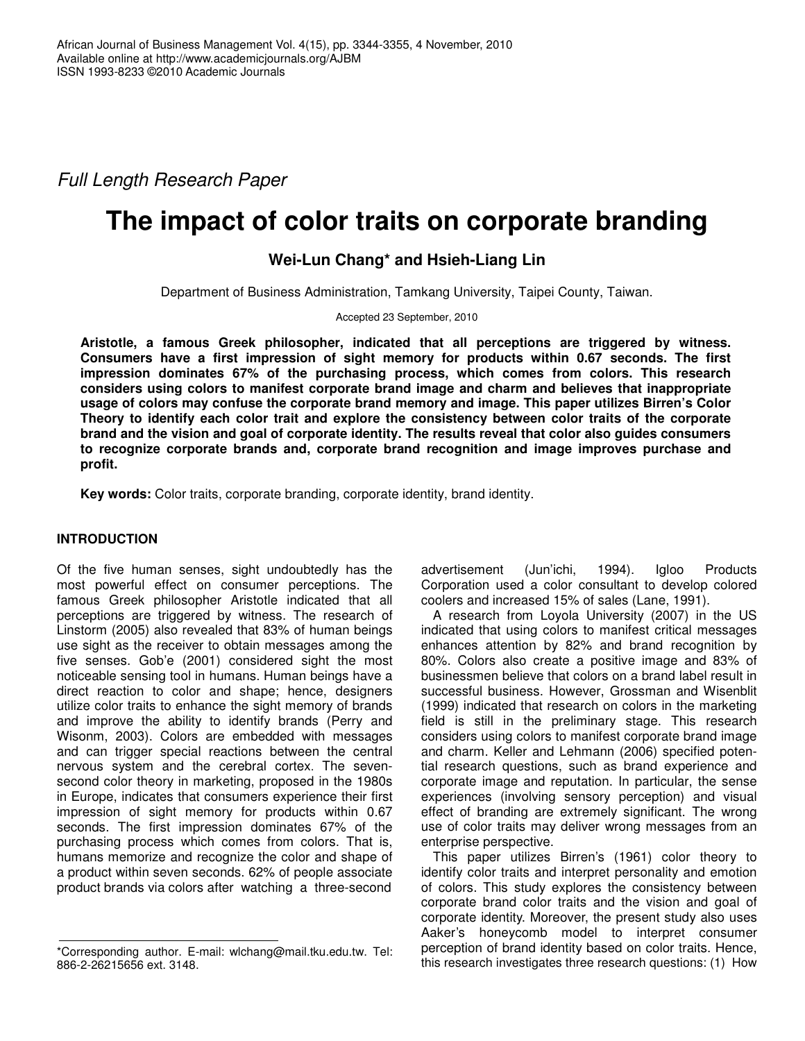*Full Length Research Paper*

# The impact of color traits on corporate branding

**Wei-Lun Chang* and Hsieh-Liang Lin**

Department of Business Administration, Tamkang University, Taipei County, Taiwan.

Accepted 23 September, 2010

**Aristotle, a famous Greek philosopher, indicated that all perceptions are triggered by witness. Consumers have a first impression of sight memory for products within 0.67 seconds. The first impression dominates 67% of the purchasing process, which comes from colors. This research considers using colors to manifest corporate brand image and charm and believes that inappropriate usage of colors may confuse the corporate brand memory and image. This paper utilizes Birren's Color Theory to identify each color trait and explore the consistency between color traits of the corporate brand and the vision and goal of corporate identity. The results reveal that color also guides consumers to recognize corporate brands and, corporate brand recognition and image improves purchase and profit.**

**Key words:** Color traits, corporate branding, corporate identity, brand identity.

## INTRODUCTION

Of the five human senses, sight undoubtedly has the most powerful effect on consumer perceptions. The famous Greek philosopher Aristotle indicated that all perceptions are triggered by witness. The research of Linstorm (2005) also revealed that 83% of human beings use sight as the receiver to obtain messages among the five senses. Gob'e (2001) considered sight the most noticeable sensing tool in humans. Human beings have a direct reaction to color and shape; hence, designers utilize color traits to enhance the sight memory of brands and improve the ability to identify brands (Perry and Wisonm, 2003). Colors are embedded with messages and can trigger special reactions between the central nervous system and the cerebral cortex. The seven-second color theory in marketing, proposed in the 1980s in Europe, indicates that consumers experience their first impression of sight memory for products within 0.67 seconds. The first impression dominates 67% of the purchasing process which comes from colors. That is, humans memorize and recognize the color and shape of a product within seven seconds. 62% of people associate product brands via colors after watching a three-second advertisement (Jun'ichi, 1994). Igloo Products Corporation used a color consultant to develop colored coolers and increased 15% of sales (Lane, 1991).

A research from Loyola University (2007) in the US indicated that using colors to manifest critical messages enhances attention by 82% and brand recognition by 80%. Colors also create a positive image and 83% of businessmen believe that colors on a brand label result in successful business. However, Grossman and Wisenblit (1999) indicated that research on colors in the marketing field is still in the preliminary stage. This research considers using colors to manifest corporate brand image and charm. Keller and Lehmann (2006) specified potential research questions, such as brand experience and corporate image and reputation. In particular, the sense experiences (involving sensory perception) and visual effect of branding are extremely significant. The wrong use of color traits may deliver wrong messages from an enterprise perspective.

This paper utilizes Birren's (1961) color theory to identify color traits and interpret personality and emotion of colors. This study explores the consistency between corporate brand color traits and the vision and goal of corporate identity. Moreover, the present study also uses Aaker's honeycomb model to interpret consumer perception of brand identity based on color traits. Hence, this research investigates three research questions: (1) How

*Corresponding author. E-mail: wlchang@mail.tku.edu.tw. Tel: 886-2-26215656 ext. 3148.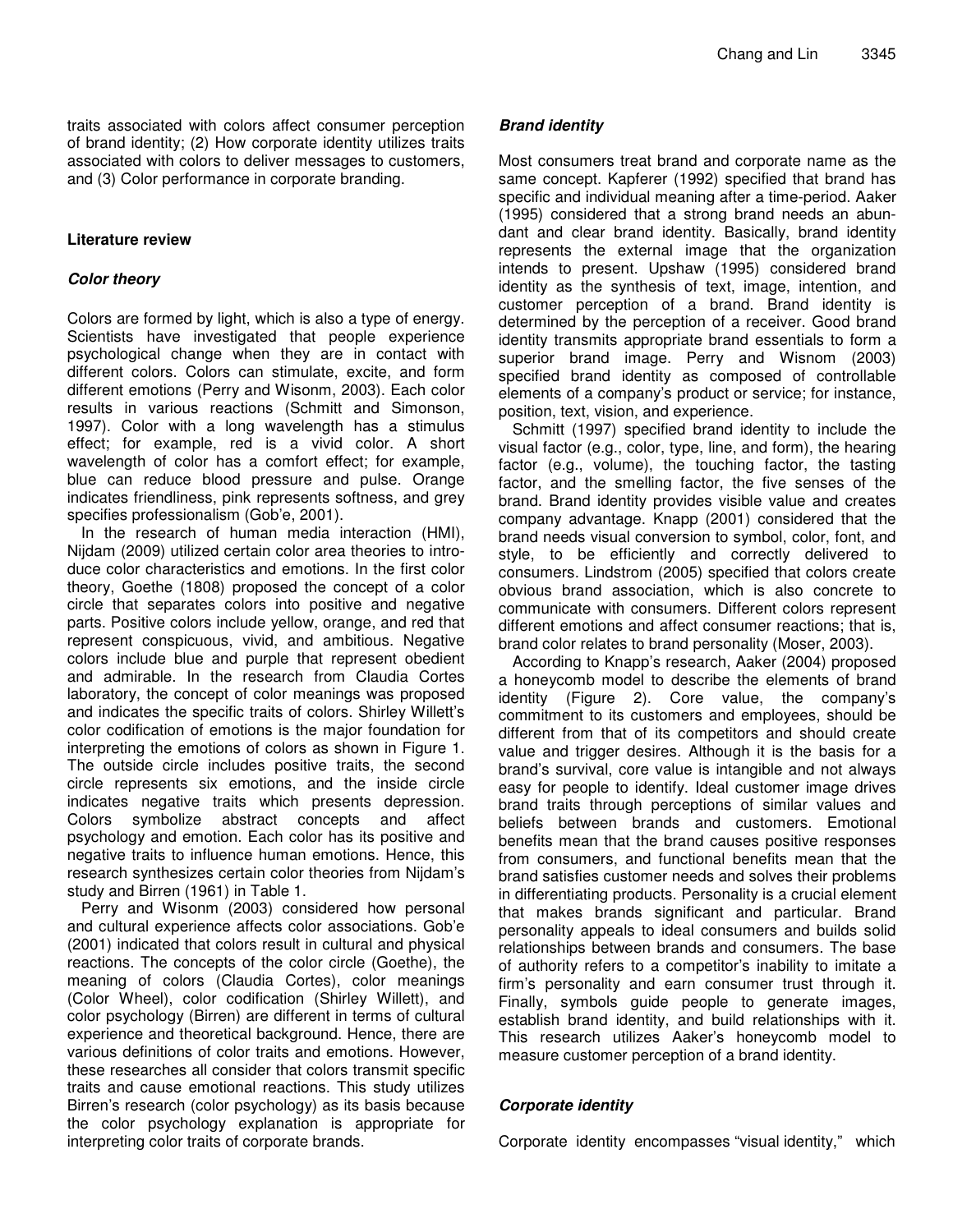traits associated with colors affect consumer perception of brand identity; (2) How corporate identity utilizes traits associated with colors to deliver messages to customers, and (3) Color performance in corporate branding.

## Literature review

### *Color theory*

Colors are formed by light, which is also a type of energy. Scientists have investigated that people experience psychological change when they are in contact with different colors. Colors can stimulate, excite, and form different emotions (Perry and Wisonm, 2003). Each color results in various reactions (Schmitt and Simonson, 1997). Color with a long wavelength has a stimulus effect; for example, red is a vivid color. A short wavelength of color has a comfort effect; for example, blue can reduce blood pressure and pulse. Orange indicates friendliness, pink represents softness, and grey specifies professionalism (Gob'e, 2001).

In the research of human media interaction (HMI), Nijdam (2009) utilized certain color area theories to introduce color characteristics and emotions. In the first color theory, Goethe (1808) proposed the concept of a color circle that separates colors into positive and negative parts. Positive colors include yellow, orange, and red that represent conspicuous, vivid, and ambitious. Negative colors include blue and purple that represent obedient and admirable. In the research from Claudia Cortes laboratory, the concept of color meanings was proposed and indicates the specific traits of colors. Shirley Willett's color codification of emotions is the major foundation for interpreting the emotions of colors as shown in Figure 1. The outside circle includes positive traits, the second circle represents six emotions, and the inside circle indicates negative traits which presents depression. Colors symbolize abstract concepts and affect psychology and emotion. Each color has its positive and negative traits to influence human emotions. Hence, this research synthesizes certain color theories from Nijdam's study and Birren (1961) in Table 1.

Perry and Wisonm (2003) considered how personal and cultural experience affects color associations. Gob'e (2001) indicated that colors result in cultural and physical reactions. The concepts of the color circle (Goethe), the meaning of colors (Claudia Cortes), color meanings (Color Wheel), color codification (Shirley Willett), and color psychology (Birren) are different in terms of cultural experience and theoretical background. Hence, there are various definitions of color traits and emotions. However, these researches all consider that colors transmit specific traits and cause emotional reactions. This study utilizes Birren's research (color psychology) as its basis because the color psychology explanation is appropriate for interpreting color traits of corporate brands.

### *Brand identity*

Most consumers treat brand and corporate name as the same concept. Kapferer (1992) specified that brand has specific and individual meaning after a time-period. Aaker (1995) considered that a strong brand needs an abundant and clear brand identity. Basically, brand identity represents the external image that the organization intends to present. Upshaw (1995) considered brand identity as the synthesis of text, image, intention, and customer perception of a brand. Brand identity is determined by the perception of a receiver. Good brand identity transmits appropriate brand essentials to form a superior brand image. Perry and Wisnom (2003) specified brand identity as composed of controllable elements of a company's product or service; for instance, position, text, vision, and experience.

Schmitt (1997) specified brand identity to include the visual factor (e.g., color, type, line, and form), the hearing factor (e.g., volume), the touching factor, the tasting factor, and the smelling factor, the five senses of the brand. Brand identity provides visible value and creates company advantage. Knapp (2001) considered that the brand needs visual conversion to symbol, color, font, and style, to be efficiently and correctly delivered to consumers. Lindstrom (2005) specified that colors create obvious brand association, which is also concrete to communicate with consumers. Different colors represent different emotions and affect consumer reactions; that is, brand color relates to brand personality (Moser, 2003).

According to Knapp's research, Aaker (2004) proposed a honeycomb model to describe the elements of brand identity (Figure 2). Core value, the company's commitment to its customers and employees, should be different from that of its competitors and should create value and trigger desires. Although it is the basis for a brand's survival, core value is intangible and not always easy for people to identify. Ideal customer image drives brand traits through perceptions of similar values and beliefs between brands and customers. Emotional benefits mean that the brand causes positive responses from consumers, and functional benefits mean that the brand satisfies customer needs and solves their problems in differentiating products. Personality is a crucial element that makes brands significant and particular. Brand personality appeals to ideal consumers and builds solid relationships between brands and consumers. The base of authority refers to a competitor's inability to imitate a firm's personality and earn consumer trust through it. Finally, symbols guide people to generate images, establish brand identity, and build relationships with it. This research utilizes Aaker's honeycomb model to measure customer perception of a brand identity.

### *Corporate identity*

Corporate identity encompasses "visual identity," which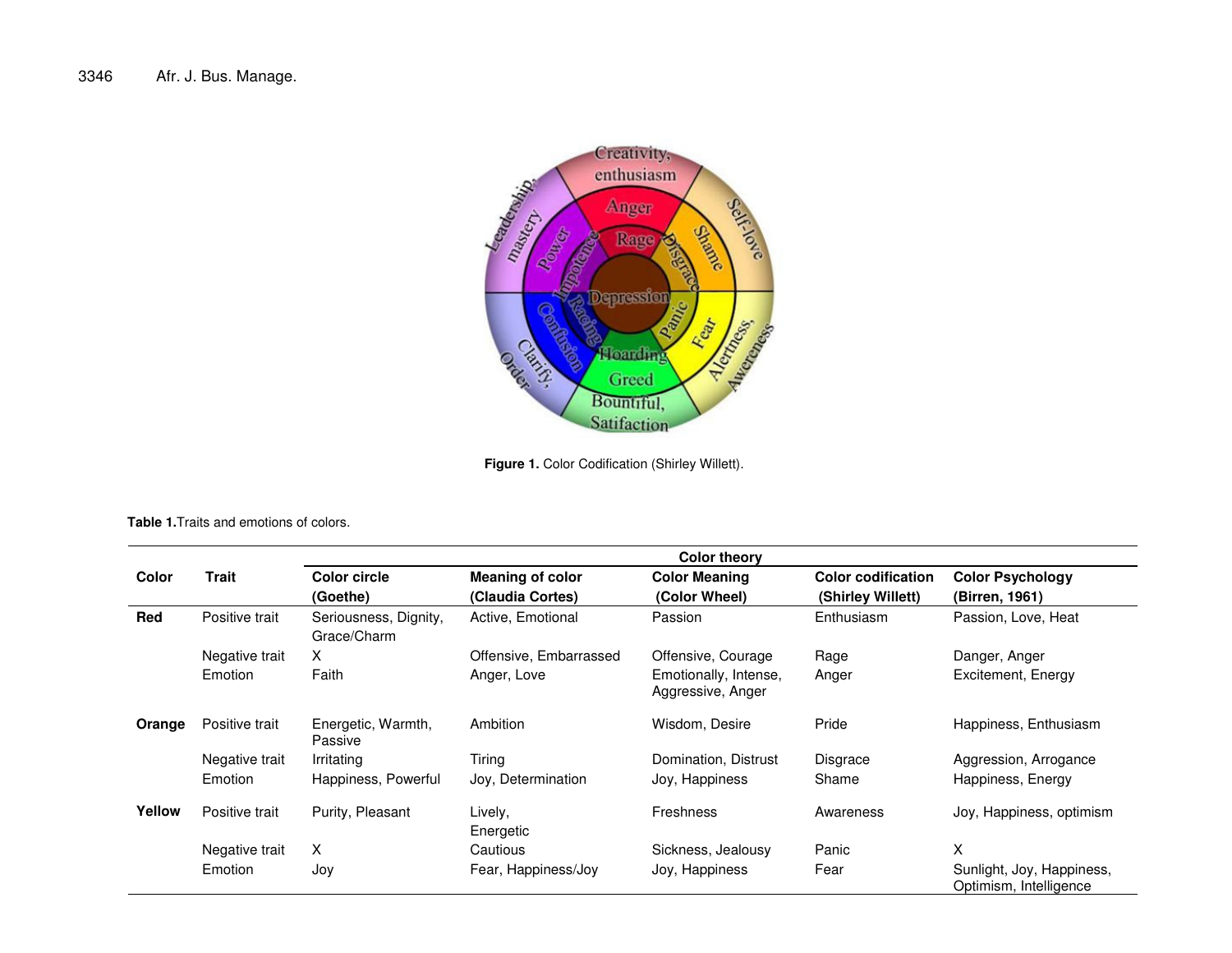Figure 1. Color Codification (Shirley Willett).

**Table 1.** Traits and emotions of colors.

| Color | Trait | Color theory | | | | |
|---|---|---|---|---|---|---|
| | | Color circle (Goethe) | Meaning of color (Claudia Cortes) | Color Meaning (Color Wheel) | Color codification (Shirley Willett) | Color Psychology (Birren, 1961) |
| **Red** | Positive trait | Seriousness, Dignity, Grace/Charm | Active, Emotional | Passion | Enthusiasm | Passion, Love, Heat |
| | Negative trait | X | Offensive, Embarrassed | Offensive, Courage | Rage | Danger, Anger |
| | Emotion | Faith | Anger, Love | Emotionally, Intense, Aggressive, Anger | Anger | Excitement, Energy |
| **Orange** | Positive trait | Energetic, Warmth, Passive | Ambition | Wisdom, Desire | Pride | Happiness, Enthusiasm |
| | Negative trait | Irritating | Tiring | Domination, Distrust | Disgrace | Aggression, Arrogance |
| | Emotion | Happiness, Powerful | Joy, Determination | Joy, Happiness | Shame | Happiness, Energy |
| **Yellow** | Positive trait | Purity, Pleasant | Lively, Energetic | Freshness | Awareness | Joy, Happiness, optimism |
| | Negative trait | X | Cautious | Sickness, Jealousy | Panic | X |
| | Emotion | Joy | Fear, Happiness/Joy | Joy, Happiness | Fear | Sunlight, Joy, Happiness, Optimism, Intelligence |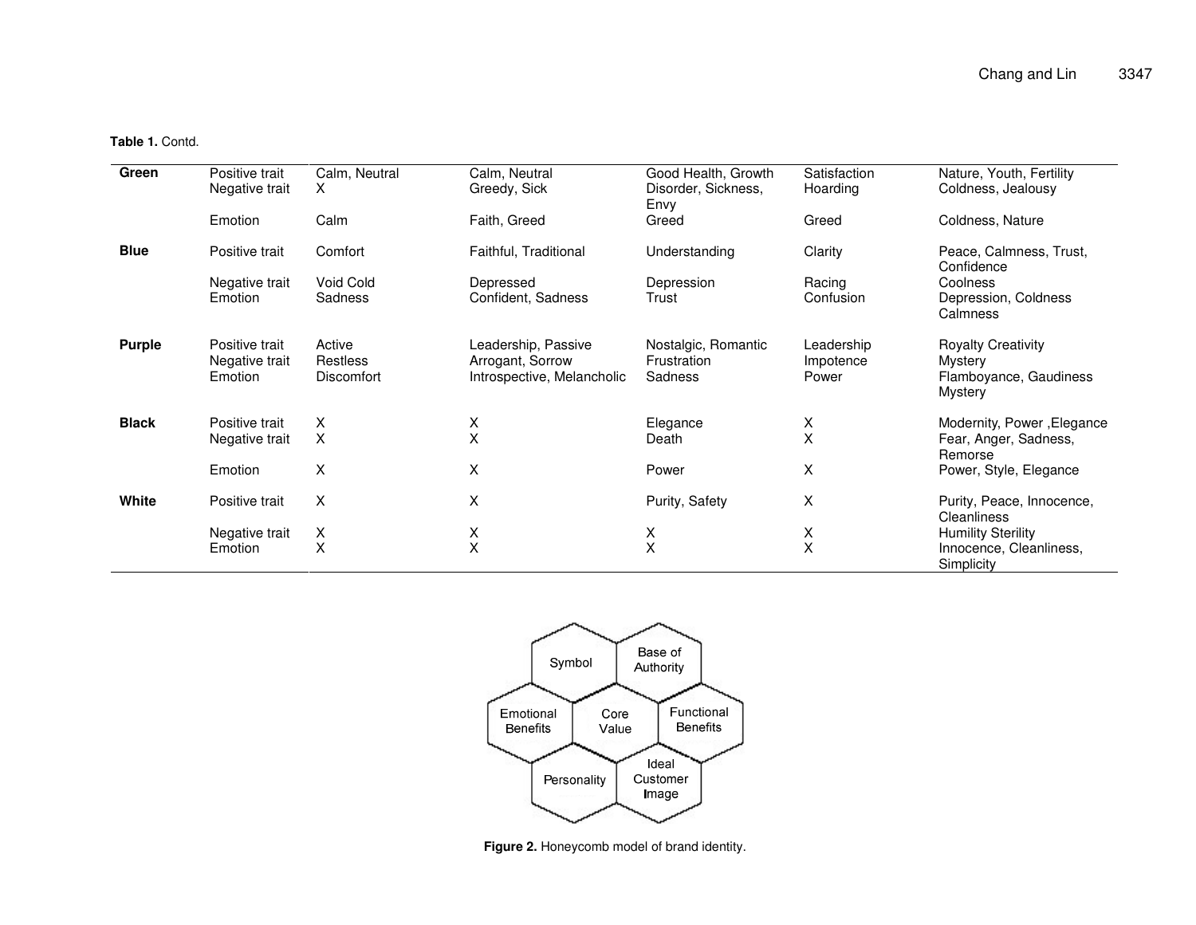**Table 1.** Contd.

| | | | | | | |
|---|---|---|---|---|---|---|
| **Green** | Positive trait | Calm, Neutral | Calm, Neutral | Good Health, Growth | Satisfaction | Nature, Youth, Fertility |
| | Negative trait | X | Greedy, Sick | Disorder, Sickness, Envy | Hoarding | Coldness, Jealousy |
| | Emotion | Calm | Faith, Greed | Greed | Greed | Coldness, Nature |
| **Blue** | Positive trait | Comfort | Faithful, Traditional | Understanding | Clarity | Peace, Calmness, Trust, Confidence |
| | Negative trait | Void Cold | Depressed | Depression | Racing | Coolness |
| | Emotion | Sadness | Confident, Sadness | Trust | Confusion | Depression, Coldness Calmness |
| **Purple** | Positive trait | Active | Leadership, Passive | Nostalgic, Romantic | Leadership | Royalty Creativity |
| | Negative trait | Restless | Arrogant, Sorrow | Frustration | Impotence | Mystery |
| | Emotion | Discomfort | Introspective, Melancholic | Sadness | Power | Flamboyance, Gaudiness Mystery |
| **Black** | Positive trait | X | X | Elegance | X | Modernity, Power ,Elegance |
| | Negative trait | X | X | Death | X | Fear, Anger, Sadness, Remorse |
| | Emotion | X | X | Power | X | Power, Style, Elegance |
| **White** | Positive trait | X | X | Purity, Safety | X | Purity, Peace, Innocence, Cleanliness |
| | Negative trait | X | X | X | X | Humility Sterility |
| | Emotion | X | X | X | X | Innocence, Cleanliness, Simplicity |

**Figure 2.** Honeycomb model of brand identity.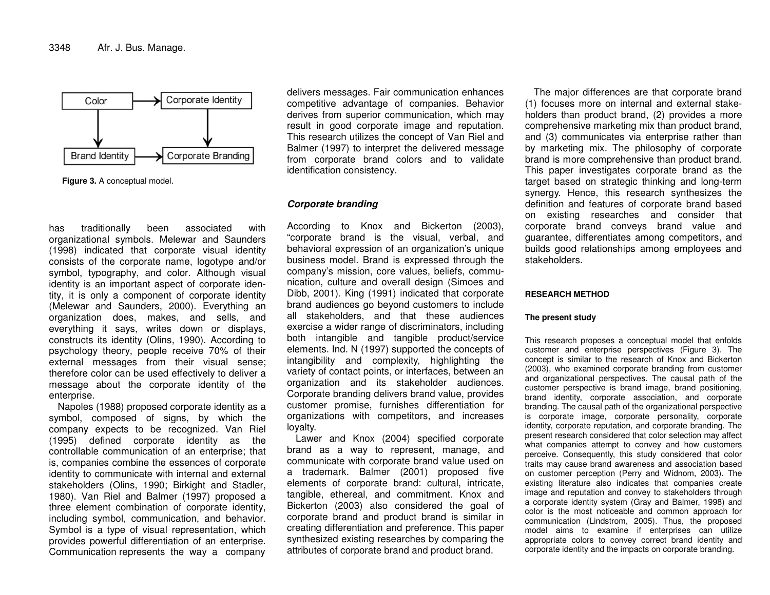Figure 3. A conceptual model.

has traditionally been associated with organizational symbols. Melewar and Saunders (1998) indicated that corporate visual identity consists of the corporate name, logotype and/or symbol, typography, and color. Although visual identity is an important aspect of corporate identity, it is only a component of corporate identity (Melewar and Saunders, 2000). Everything an organization does, makes, and sells, and everything it says, writes down or displays, constructs its identity (Olins, 1990). According to psychology theory, people receive 70% of their external messages from their visual sense; therefore color can be used effectively to deliver a message about the corporate identity of the enterprise.

Napoles (1988) proposed corporate identity as a symbol, composed of signs, by which the company expects to be recognized. Van Riel (1995) defined corporate identity as the controllable communication of an enterprise; that is, companies combine the essences of corporate identity to communicate with internal and external stakeholders (Olins, 1990; Birkight and Stadler, 1980). Van Riel and Balmer (1997) proposed a three element combination of corporate identity, including symbol, communication, and behavior. Symbol is a type of visual representation, which provides powerful differentiation of an enterprise. Communication represents the way a company delivers messages. Fair communication enhances competitive advantage of companies. Behavior derives from superior communication, which may result in good corporate image and reputation. This research utilizes the concept of Van Riel and Balmer (1997) to interpret the delivered message from corporate brand colors and to validate identification consistency.

### *Corporate branding*

According to Knox and Bickerton (2003), "corporate brand is the visual, verbal, and behavioral expression of an organization's unique business model. Brand is expressed through the company's mission, core values, beliefs, communication, culture and overall design (Simoes and Dibb, 2001). King (1991) indicated that corporate brand audiences go beyond customers to include all stakeholders, and that these audiences exercise a wider range of discriminators, including both intangible and tangible product/service elements. Ind. N (1997) supported the concepts of intangibility and complexity, highlighting the variety of contact points, or interfaces, between an organization and its stakeholder audiences. Corporate branding delivers brand value, provides customer promise, furnishes differentiation for organizations with competitors, and increases loyalty.

Lawer and Knox (2004) specified corporate brand as a way to represent, manage, and communicate with corporate brand value used on a trademark. Balmer (2001) proposed five elements of corporate brand: cultural, intricate, tangible, ethereal, and commitment. Knox and Bickerton (2003) also considered the goal of corporate brand and product brand is similar in creating differentiation and preference. This paper synthesized existing researches by comparing the attributes of corporate brand and product brand.

The major differences are that corporate brand (1) focuses more on internal and external stakeholders than product brand, (2) provides a more comprehensive marketing mix than product brand, and (3) communicates via enterprise rather than by marketing mix. The philosophy of corporate brand is more comprehensive than product brand. This paper investigates corporate brand as the target based on strategic thinking and long-term synergy. Hence, this research synthesizes the definition and features of corporate brand based on existing researches and consider that corporate brand conveys brand value and guarantee, differentiates among competitors, and builds good relationships among employees and stakeholders.

## RESEARCH METHOD

### The present study

This research proposes a conceptual model that enfolds customer and enterprise perspectives (Figure 3). The concept is similar to the research of Knox and Bickerton (2003), who examined corporate branding from customer and organizational perspectives. The causal path of the customer perspective is brand image, brand positioning, brand identity, corporate association, and corporate branding. The causal path of the organizational perspective is corporate image, corporate personality, corporate identity, corporate reputation, and corporate branding. The present research considered that color selection may affect what companies attempt to convey and how customers perceive. Consequently, this study considered that color traits may cause brand awareness and association based on customer perception (Perry and Widnom, 2003). The existing literature also indicates that companies create image and reputation and convey to stakeholders through a corporate identity system (Gray and Balmer, 1998) and color is the most noticeable and common approach for communication (Lindstrom, 2005). Thus, the proposed model aims to examine if enterprises can utilize appropriate colors to convey correct brand identity and corporate identity and the impacts on corporate branding.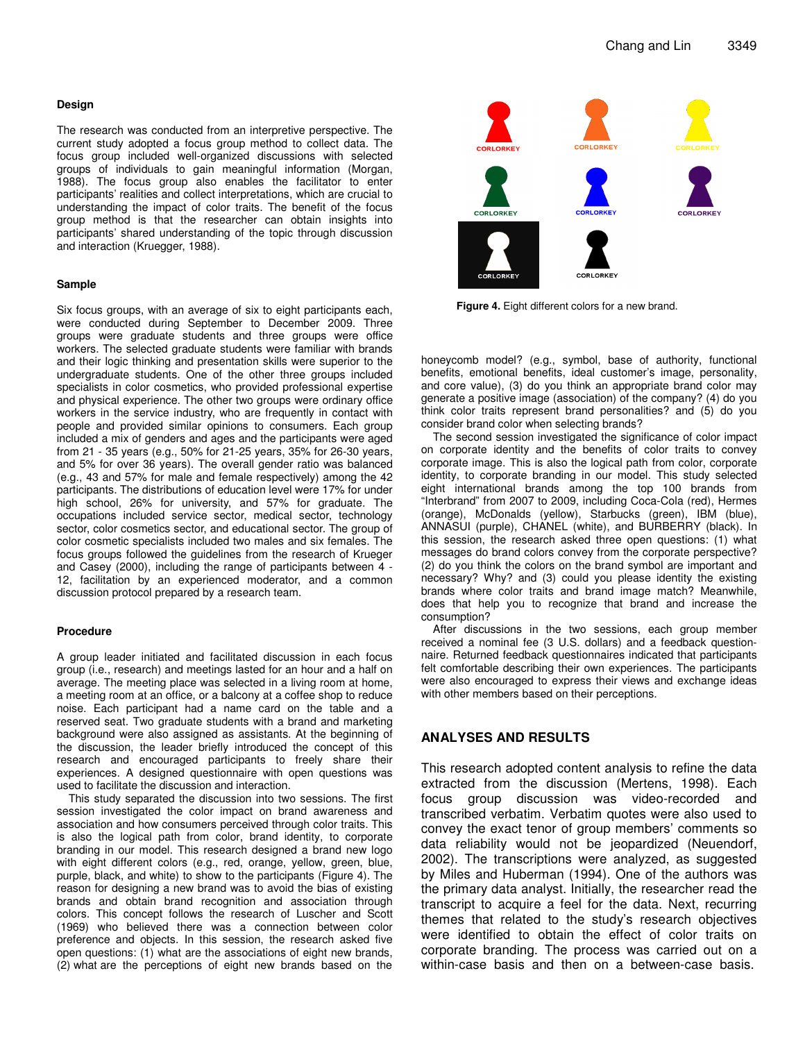### Design

The research was conducted from an interpretive perspective. The current study adopted a focus group method to collect data. The focus group included well-organized discussions with selected groups of individuals to gain meaningful information (Morgan, 1988). The focus group also enables the facilitator to enter participants' realities and collect interpretations, which are crucial to understanding the impact of color traits. The benefit of the focus group method is that the researcher can obtain insights into participants' shared understanding of the topic through discussion and interaction (Kruegger, 1988).

### Sample

Six focus groups, with an average of six to eight participants each, were conducted during September to December 2009. Three groups were graduate students and three groups were office workers. The selected graduate students were familiar with brands and their logic thinking and presentation skills were superior to the undergraduate students. One of the other three groups included specialists in color cosmetics, who provided professional expertise and physical experience. The other two groups were ordinary office workers in the service industry, who are frequently in contact with people and provided similar opinions to consumers. Each group included a mix of genders and ages and the participants were aged from 21 - 35 years (e.g., 50% for 21-25 years, 35% for 26-30 years, and 5% for over 36 years). The overall gender ratio was balanced (e.g., 43 and 57% for male and female respectively) among the 42 participants. The distributions of education level were 17% for under high school, 26% for university, and 57% for graduate. The occupations included service sector, medical sector, technology sector, color cosmetics sector, and educational sector. The group of color cosmetic specialists included two males and six females. The focus groups followed the guidelines from the research of Krueger and Casey (2000), including the range of participants between 4 - 12, facilitation by an experienced moderator, and a common discussion protocol prepared by a research team.

### Procedure

A group leader initiated and facilitated discussion in each focus group (i.e., research) and meetings lasted for an hour and a half on average. The meeting place was selected in a living room at home, a meeting room at an office, or a balcony at a coffee shop to reduce noise. Each participant had a name card on the table and a reserved seat. Two graduate students with a brand and marketing background were also assigned as assistants. At the beginning of the discussion, the leader briefly introduced the concept of this research and encouraged participants to freely share their experiences. A designed questionnaire with open questions was used to facilitate the discussion and interaction.

This study separated the discussion into two sessions. The first session investigated the color impact on brand awareness and association and how consumers perceived through color traits. This is also the logical path from color, brand identity, to corporate branding in our model. This research designed a brand new logo with eight different colors (e.g., red, orange, yellow, green, blue, purple, black, and white) to show to the participants (Figure 4). The reason for designing a new brand was to avoid the bias of existing brands and obtain brand recognition and association through colors. This concept follows the research of Luscher and Scott (1969) who believed there was a connection between color preference and objects. In this session, the research asked five open questions: (1) what are the associations of eight new brands, (2) what are the perceptions of eight new brands based on the honeycomb model? (e.g., symbol, base of authority, functional benefits, emotional benefits, ideal customer's image, personality, and core value), (3) do you think an appropriate brand color may generate a positive image (association) of the company? (4) do you think color traits represent brand personalities? and (5) do you consider brand color when selecting brands?

CORLORKEY CORLORKEY CORLORKEY CORLORKEY CORLORKEY CORLORKEY CORLORKEY CORLORKEY

**Figure 4.** Eight different colors for a new brand.

The second session investigated the significance of color impact on corporate identity and the benefits of color traits to convey corporate image. This is also the logical path from color, corporate identity, to corporate branding in our model. This study selected eight international brands among the top 100 brands from "Interbrand" from 2007 to 2009, including Coca-Cola (red), Hermes (orange), McDonalds (yellow), Starbucks (green), IBM (blue), ANNASUI (purple), CHANEL (white), and BURBERRY (black). In this session, the research asked three open questions: (1) what messages do brand colors convey from the corporate perspective? (2) do you think the colors on the brand symbol are important and necessary? Why? and (3) could you please identity the existing brands where color traits and brand image match? Meanwhile, does that help you to recognize that brand and increase the consumption?

After discussions in the two sessions, each group member received a nominal fee (3 U.S. dollars) and a feedback questionnaire. Returned feedback questionnaires indicated that participants felt comfortable describing their own experiences. The participants were also encouraged to express their views and exchange ideas with other members based on their perceptions.

## ANALYSES AND RESULTS

This research adopted content analysis to refine the data extracted from the discussion (Mertens, 1998). Each focus group discussion was video-recorded and transcribed verbatim. Verbatim quotes were also used to convey the exact tenor of group members' comments so data reliability would not be jeopardized (Neuendorf, 2002). The transcriptions were analyzed, as suggested by Miles and Huberman (1994). One of the authors was the primary data analyst. Initially, the researcher read the transcript to acquire a feel for the data. Next, recurring themes that related to the study's research objectives were identified to obtain the effect of color traits on corporate branding. The process was carried out on a within-case basis and then on a between-case basis.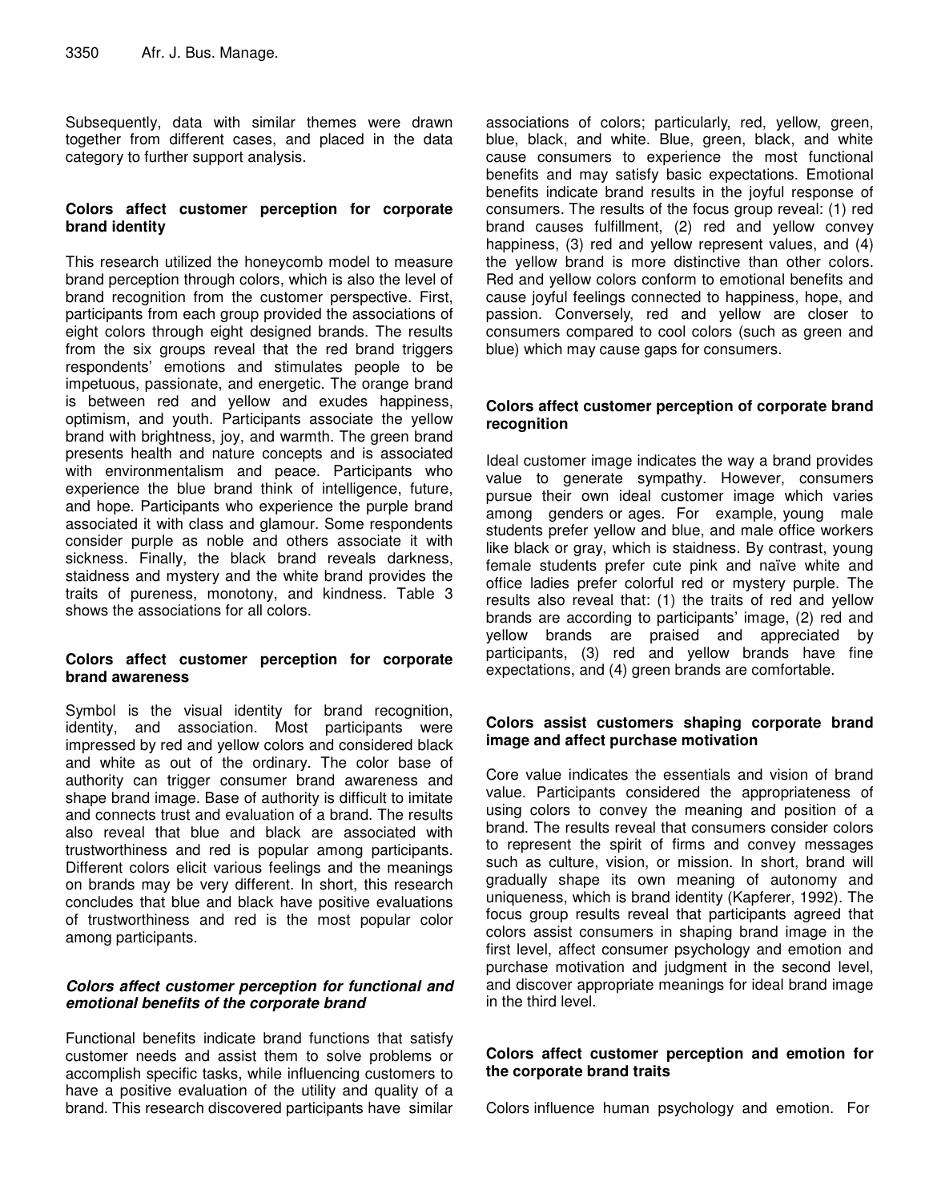Subsequently, data with similar themes were drawn together from different cases, and placed in the data category to further support analysis.

### Colors affect customer perception for corporate brand identity

This research utilized the honeycomb model to measure brand perception through colors, which is also the level of brand recognition from the customer perspective. First, participants from each group provided the associations of eight colors through eight designed brands. The results from the six groups reveal that the red brand triggers respondents' emotions and stimulates people to be impetuous, passionate, and energetic. The orange brand is between red and yellow and exudes happiness, optimism, and youth. Participants associate the yellow brand with brightness, joy, and warmth. The green brand presents health and nature concepts and is associated with environmentalism and peace. Participants who experience the blue brand think of intelligence, future, and hope. Participants who experience the purple brand associated it with class and glamour. Some respondents consider purple as noble and others associate it with sickness. Finally, the black brand reveals darkness, staidness and mystery and the white brand provides the traits of pureness, monotony, and kindness. Table 3 shows the associations for all colors.

### Colors affect customer perception for corporate brand awareness

Symbol is the visual identity for brand recognition, identity, and association. Most participants were impressed by red and yellow colors and considered black and white as out of the ordinary. The color base of authority can trigger consumer brand awareness and shape brand image. Base of authority is difficult to imitate and connects trust and evaluation of a brand. The results also reveal that blue and black are associated with trustworthiness and red is popular among participants. Different colors elicit various feelings and the meanings on brands may be very different. In short, this research concludes that blue and black have positive evaluations of trustworthiness and red is the most popular color among participants.

### *Colors affect customer perception for functional and emotional benefits of the corporate brand*

Functional benefits indicate brand functions that satisfy customer needs and assist them to solve problems or accomplish specific tasks, while influencing customers to have a positive evaluation of the utility and quality of a brand. This research discovered participants have similar associations of colors; particularly, red, yellow, green, blue, black, and white. Blue, green, black, and white cause consumers to experience the most functional benefits and may satisfy basic expectations. Emotional benefits indicate brand results in the joyful response of consumers. The results of the focus group reveal: (1) red brand causes fulfillment, (2) red and yellow convey happiness, (3) red and yellow represent values, and (4) the yellow brand is more distinctive than other colors. Red and yellow colors conform to emotional benefits and cause joyful feelings connected to happiness, hope, and passion. Conversely, red and yellow are closer to consumers compared to cool colors (such as green and blue) which may cause gaps for consumers.

### Colors affect customer perception of corporate brand recognition

Ideal customer image indicates the way a brand provides value to generate sympathy. However, consumers pursue their own ideal customer image which varies among genders or ages. For example, young male students prefer yellow and blue, and male office workers like black or gray, which is staidness. By contrast, young female students prefer cute pink and naïve white and office ladies prefer colorful red or mystery purple. The results also reveal that: (1) the traits of red and yellow brands are according to participants' image, (2) red and yellow brands are praised and appreciated by participants, (3) red and yellow brands have fine expectations, and (4) green brands are comfortable.

### Colors assist customers shaping corporate brand image and affect purchase motivation

Core value indicates the essentials and vision of brand value. Participants considered the appropriateness of using colors to convey the meaning and position of a brand. The results reveal that consumers consider colors to represent the spirit of firms and convey messages such as culture, vision, or mission. In short, brand will gradually shape its own meaning of autonomy and uniqueness, which is brand identity (Kapferer, 1992). The focus group results reveal that participants agreed that colors assist consumers in shaping brand image in the first level, affect consumer psychology and emotion and purchase motivation and judgment in the second level, and discover appropriate meanings for ideal brand image in the third level.

### Colors affect customer perception and emotion for the corporate brand traits

Colors influence human psychology and emotion. For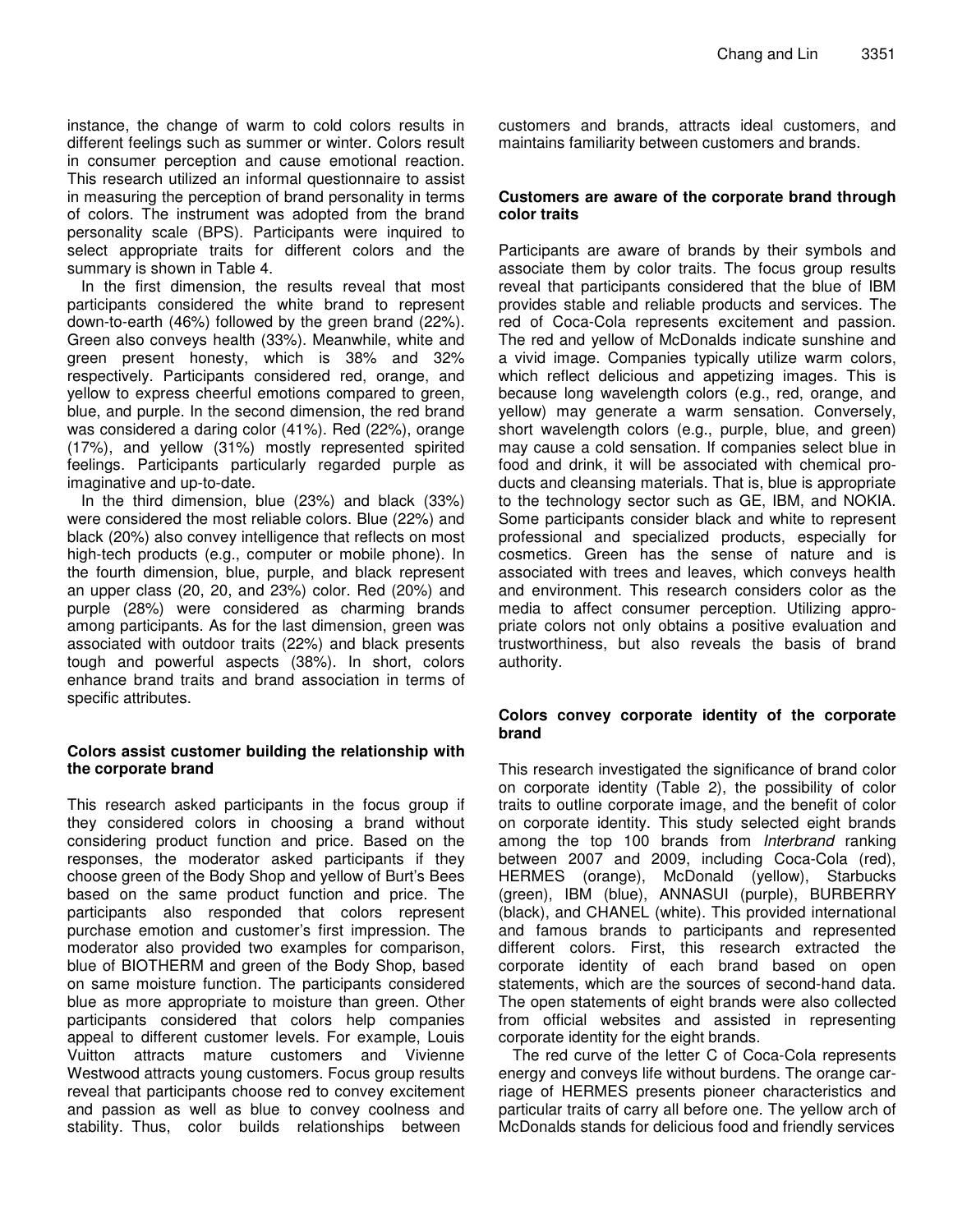instance, the change of warm to cold colors results in different feelings such as summer or winter. Colors result in consumer perception and cause emotional reaction. This research utilized an informal questionnaire to assist in measuring the perception of brand personality in terms of colors. The instrument was adopted from the brand personality scale (BPS). Participants were inquired to select appropriate traits for different colors and the summary is shown in Table 4.

In the first dimension, the results reveal that most participants considered the white brand to represent down-to-earth (46%) followed by the green brand (22%). Green also conveys health (33%). Meanwhile, white and green present honesty, which is 38% and 32% respectively. Participants considered red, orange, and yellow to express cheerful emotions compared to green, blue, and purple. In the second dimension, the red brand was considered a daring color (41%). Red (22%), orange (17%), and yellow (31%) mostly represented spirited feelings. Participants particularly regarded purple as imaginative and up-to-date.

In the third dimension, blue (23%) and black (33%) were considered the most reliable colors. Blue (22%) and black (20%) also convey intelligence that reflects on most high-tech products (e.g., computer or mobile phone). In the fourth dimension, blue, purple, and black represent an upper class (20, 20, and 23%) color. Red (20%) and purple (28%) were considered as charming brands among participants. As for the last dimension, green was associated with outdoor traits (22%) and black presents tough and powerful aspects (38%). In short, colors enhance brand traits and brand association in terms of specific attributes.

### Colors assist customer building the relationship with the corporate brand

This research asked participants in the focus group if they considered colors in choosing a brand without considering product function and price. Based on the responses, the moderator asked participants if they choose green of the Body Shop and yellow of Burt's Bees based on the same product function and price. The participants also responded that colors represent purchase emotion and customer's first impression. The moderator also provided two examples for comparison, blue of BIOTHERM and green of the Body Shop, based on same moisture function. The participants considered blue as more appropriate to moisture than green. Other participants considered that colors help companies appeal to different customer levels. For example, Louis Vuitton attracts mature customers and Vivienne Westwood attracts young customers. Focus group results reveal that participants choose red to convey excitement and passion as well as blue to convey coolness and stability. Thus, color builds relationships between customers and brands, attracts ideal customers, and maintains familiarity between customers and brands.

### Customers are aware of the corporate brand through color traits

Participants are aware of brands by their symbols and associate them by color traits. The focus group results reveal that participants considered that the blue of IBM provides stable and reliable products and services. The red of Coca-Cola represents excitement and passion. The red and yellow of McDonalds indicate sunshine and a vivid image. Companies typically utilize warm colors, which reflect delicious and appetizing images. This is because long wavelength colors (e.g., red, orange, and yellow) may generate a warm sensation. Conversely, short wavelength colors (e.g., purple, blue, and green) may cause a cold sensation. If companies select blue in food and drink, it will be associated with chemical products and cleansing materials. That is, blue is appropriate to the technology sector such as GE, IBM, and NOKIA. Some participants consider black and white to represent professional and specialized products, especially for cosmetics. Green has the sense of nature and is associated with trees and leaves, which conveys health and environment. This research considers color as the media to affect consumer perception. Utilizing appropriate colors not only obtains a positive evaluation and trustworthiness, but also reveals the basis of brand authority.

### Colors convey corporate identity of the corporate brand

This research investigated the significance of brand color on corporate identity (Table 2), the possibility of color traits to outline corporate image, and the benefit of color on corporate identity. This study selected eight brands among the top 100 brands from *Interbrand* ranking between 2007 and 2009, including Coca-Cola (red), HERMES (orange), McDonald (yellow), Starbucks (green), IBM (blue), ANNASUI (purple), BURBERRY (black), and CHANEL (white). This provided international and famous brands to participants and represented different colors. First, this research extracted the corporate identity of each brand based on open statements, which are the sources of second-hand data. The open statements of eight brands were also collected from official websites and assisted in representing corporate identity for the eight brands.

The red curve of the letter C of Coca-Cola represents energy and conveys life without burdens. The orange carriage of HERMES presents pioneer characteristics and particular traits of carry all before one. The yellow arch of McDonalds stands for delicious food and friendly services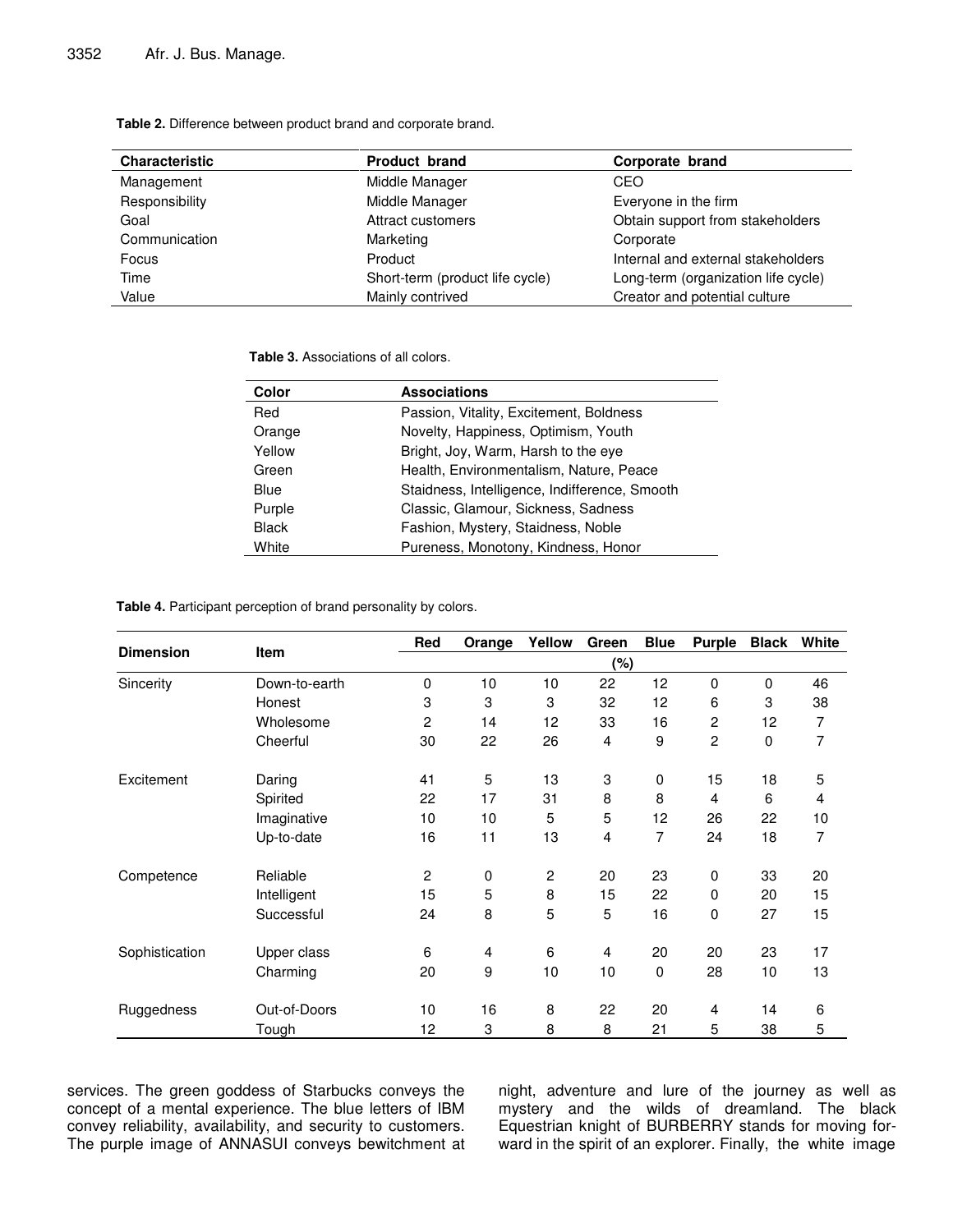**Table 2.** Difference between product brand and corporate brand.

| Characteristic | Product brand | Corporate brand |
|---|---|---|
| Management | Middle Manager | CEO |
| Responsibility | Middle Manager | Everyone in the firm |
| Goal | Attract customers | Obtain support from stakeholders |
| Communication | Marketing | Corporate |
| Focus | Product | Internal and external stakeholders |
| Time | Short-term (product life cycle) | Long-term (organization life cycle) |
| Value | Mainly contrived | Creator and potential culture |

**Table 3.** Associations of all colors.

| Color | Associations |
|---|---|
| Red | Passion, Vitality, Excitement, Boldness |
| Orange | Novelty, Happiness, Optimism, Youth |
| Yellow | Bright, Joy, Warm, Harsh to the eye |
| Green | Health, Environmentalism, Nature, Peace |
| Blue | Staidness, Intelligence, Indifference, Smooth |
| Purple | Classic, Glamour, Sickness, Sadness |
| Black | Fashion, Mystery, Staidness, Noble |
| White | Pureness, Monotony, Kindness, Honor |

**Table 4.** Participant perception of brand personality by colors.

| Dimension | Item | Red | Orange | Yellow | Green | Blue | Purple | Black | White |
|---|---|---|---|---|---|---|---|---|---|
| | | (%) | | | | | | | |
| Sincerity | Down-to-earth | 0 | 10 | 10 | 22 | 12 | 0 | 0 | 46 |
| | Honest | 3 | 3 | 3 | 32 | 12 | 6 | 3 | 38 |
| | Wholesome | 2 | 14 | 12 | 33 | 16 | 2 | 12 | 7 |
| | Cheerful | 30 | 22 | 26 | 4 | 9 | 2 | 0 | 7 |
| Excitement | Daring | 41 | 5 | 13 | 3 | 0 | 15 | 18 | 5 |
| | Spirited | 22 | 17 | 31 | 8 | 8 | 4 | 6 | 4 |
| | Imaginative | 10 | 10 | 5 | 5 | 12 | 26 | 22 | 10 |
| | Up-to-date | 16 | 11 | 13 | 4 | 7 | 24 | 18 | 7 |
| Competence | Reliable | 2 | 0 | 2 | 20 | 23 | 0 | 33 | 20 |
| | Intelligent | 15 | 5 | 8 | 15 | 22 | 0 | 20 | 15 |
| | Successful | 24 | 8 | 5 | 5 | 16 | 0 | 27 | 15 |
| Sophistication | Upper class | 6 | 4 | 6 | 4 | 20 | 20 | 23 | 17 |
| | Charming | 20 | 9 | 10 | 10 | 0 | 28 | 10 | 13 |
| Ruggedness | Out-of-Doors | 10 | 16 | 8 | 22 | 20 | 4 | 14 | 6 |
| | Tough | 12 | 3 | 8 | 8 | 21 | 5 | 38 | 5 |

services. The green goddess of Starbucks conveys the concept of a mental experience. The blue letters of IBM convey reliability, availability, and security to customers. The purple image of ANNASUI conveys bewitchment at night, adventure and lure of the journey as well as mystery and the wilds of dreamland. The black Equestrian knight of BURBERRY stands for moving forward in the spirit of an explorer. Finally, the white image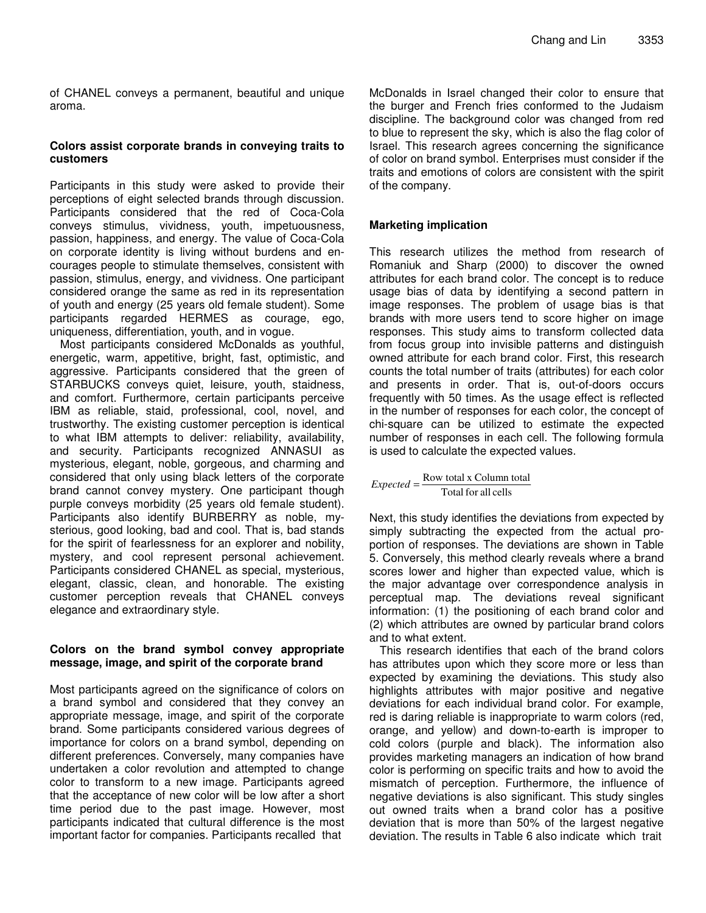of CHANEL conveys a permanent, beautiful and unique aroma.

### Colors assist corporate brands in conveying traits to customers

Participants in this study were asked to provide their perceptions of eight selected brands through discussion. Participants considered that the red of Coca-Cola conveys stimulus, vividness, youth, impetuousness, passion, happiness, and energy. The value of Coca-Cola on corporate identity is living without burdens and encourages people to stimulate themselves, consistent with passion, stimulus, energy, and vividness. One participant considered orange the same as red in its representation of youth and energy (25 years old female student). Some participants regarded HERMES as courage, ego, uniqueness, differentiation, youth, and in vogue.

Most participants considered McDonalds as youthful, energetic, warm, appetitive, bright, fast, optimistic, and aggressive. Participants considered that the green of STARBUCKS conveys quiet, leisure, youth, staidness, and comfort. Furthermore, certain participants perceive IBM as reliable, staid, professional, cool, novel, and trustworthy. The existing customer perception is identical to what IBM attempts to deliver: reliability, availability, and security. Participants recognized ANNASUI as mysterious, elegant, noble, gorgeous, and charming and considered that only using black letters of the corporate brand cannot convey mystery. One participant though purple conveys morbidity (25 years old female student). Participants also identify BURBERRY as noble, mysterious, good looking, bad and cool. That is, bad stands for the spirit of fearlessness for an explorer and nobility, mystery, and cool represent personal achievement. Participants considered CHANEL as special, mysterious, elegant, classic, clean, and honorable. The existing customer perception reveals that CHANEL conveys elegance and extraordinary style.

### Colors on the brand symbol convey appropriate message, image, and spirit of the corporate brand

Most participants agreed on the significance of colors on a brand symbol and considered that they convey an appropriate message, image, and spirit of the corporate brand. Some participants considered various degrees of importance for colors on a brand symbol, depending on different preferences. Conversely, many companies have undertaken a color revolution and attempted to change color to transform to a new image. Participants agreed that the acceptance of new color will be low after a short time period due to the past image. However, most participants indicated that cultural difference is the most important factor for companies. Participants recalled that McDonalds in Israel changed their color to ensure that the burger and French fries conformed to the Judaism discipline. The background color was changed from red to blue to represent the sky, which is also the flag color of Israel. This research agrees concerning the significance of color on brand symbol. Enterprises must consider if the traits and emotions of colors are consistent with the spirit of the company.

### Marketing implication

This research utilizes the method from research of Romaniuk and Sharp (2000) to discover the owned attributes for each brand color. The concept is to reduce usage bias of data by identifying a second pattern in image responses. The problem of usage bias is that brands with more users tend to score higher on image responses. This study aims to transform collected data from focus group into invisible patterns and distinguish owned attribute for each brand color. First, this research counts the total number of traits (attributes) for each color and presents in order. That is, out-of-doors occurs frequently with 50 times. As the usage effect is reflected in the number of responses for each color, the concept of chi-square can be utilized to estimate the expected number of responses in each cell. The following formula is used to calculate the expected values.

$$Expected = \frac{\text{Row total x Column total}}{\text{Total for all cells}}$$

Next, this study identifies the deviations from expected by simply subtracting the expected from the actual proportion of responses. The deviations are shown in Table 5. Conversely, this method clearly reveals where a brand scores lower and higher than expected value, which is the major advantage over correspondence analysis in perceptual map. The deviations reveal significant information: (1) the positioning of each brand color and (2) which attributes are owned by particular brand colors and to what extent.

This research identifies that each of the brand colors has attributes upon which they score more or less than expected by examining the deviations. This study also highlights attributes with major positive and negative deviations for each individual brand color. For example, red is daring reliable is inappropriate to warm colors (red, orange, and yellow) and down-to-earth is improper to cold colors (purple and black). The information also provides marketing managers an indication of how brand color is performing on specific traits and how to avoid the mismatch of perception. Furthermore, the influence of negative deviations is also significant. This study singles out owned traits when a brand color has a positive deviation that is more than 50% of the largest negative deviation. The results in Table 6 also indicate which trait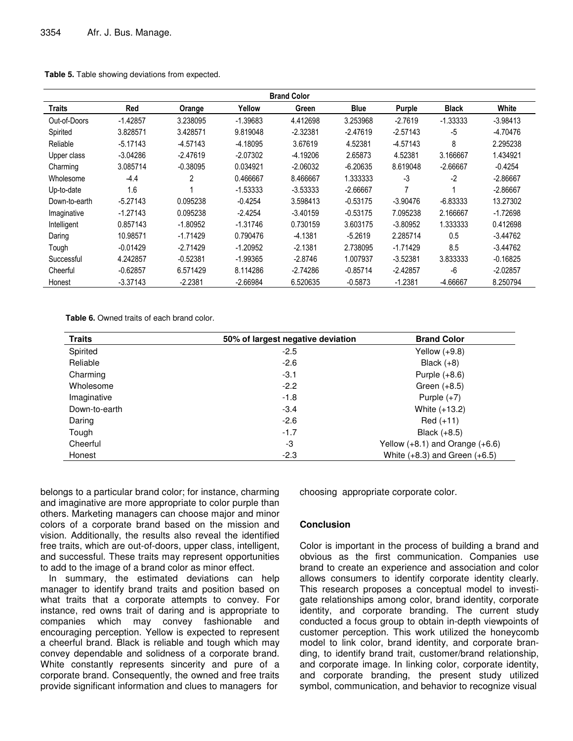**Table 5.** Table showing deviations from expected.

| | Brand Color | | | | | | | |
|---|---|---|---|---|---|---|---|---|
| **Traits** | **Red** | **Orange** | **Yellow** | **Green** | **Blue** | **Purple** | **Black** | **White** |
| Out-of-Doors | -1.42857 | 3.238095 | -1.39683 | 4.412698 | 3.253968 | -2.7619 | -1.33333 | -3.98413 |
| Spirited | 3.828571 | 3.428571 | 9.819048 | -2.32381 | -2.47619 | -2.57143 | -5 | -4.70476 |
| Reliable | -5.17143 | -4.57143 | -4.18095 | 3.67619 | 4.52381 | -4.57143 | 8 | 2.295238 |
| Upper class | -3.04286 | -2.47619 | -2.07302 | -4.19206 | 2.65873 | 4.52381 | 3.166667 | 1.434921 |
| Charming | 3.085714 | -0.38095 | 0.034921 | -2.06032 | -6.20635 | 8.619048 | -2.66667 | -0.4254 |
| Wholesome | -4.4 | 2 | 0.466667 | 8.466667 | 1.333333 | -3 | -2 | -2.86667 |
| Up-to-date | 1.6 | 1 | -1.53333 | -3.53333 | -2.66667 | 7 | 1 | -2.86667 |
| Down-to-earth | -5.27143 | 0.095238 | -0.4254 | 3.598413 | -0.53175 | -3.90476 | -6.83333 | 13.27302 |
| Imaginative | -1.27143 | 0.095238 | -2.4254 | -3.40159 | -0.53175 | 7.095238 | 2.166667 | -1.72698 |
| Intelligent | 0.857143 | -1.80952 | -1.31746 | 0.730159 | 3.603175 | -3.80952 | 1.333333 | 0.412698 |
| Daring | 10.98571 | -1.71429 | 0.790476 | -4.1381 | -5.2619 | 2.285714 | 0.5 | -3.44762 |
| Tough | -0.01429 | -2.71429 | -1.20952 | -2.1381 | 2.738095 | -1.71429 | 8.5 | -3.44762 |
| Successful | 4.242857 | -0.52381 | -1.99365 | -2.8746 | 1.007937 | -3.52381 | 3.833333 | -0.16825 |
| Cheerful | -0.62857 | 6.571429 | 8.114286 | -2.74286 | -0.85714 | -2.42857 | -6 | -2.02857 |
| Honest | -3.37143 | -2.2381 | -2.66984 | 6.520635 | -0.5873 | -1.2381 | -4.66667 | 8.250794 |

**Table 6.** Owned traits of each brand color.

| Traits | 50% of largest negative deviation | Brand Color |
|---|---|---|
| Spirited | -2.5 | Yellow (+9.8) |
| Reliable | -2.6 | Black (+8) |
| Charming | -3.1 | Purple (+8.6) |
| Wholesome | -2.2 | Green (+8.5) |
| Imaginative | -1.8 | Purple (+7) |
| Down-to-earth | -3.4 | White (+13.2) |
| Daring | -2.6 | Red (+11) |
| Tough | -1.7 | Black (+8.5) |
| Cheerful | -3 | Yellow (+8.1) and Orange (+6.6) |
| Honest | -2.3 | White (+8.3) and Green (+6.5) |

belongs to a particular brand color; for instance, charming and imaginative are more appropriate to color purple than others. Marketing managers can choose major and minor colors of a corporate brand based on the mission and vision. Additionally, the results also reveal the identified free traits, which are out-of-doors, upper class, intelligent, and successful. These traits may represent opportunities to add to the image of a brand color as minor effect.

In summary, the estimated deviations can help manager to identify brand traits and position based on what traits that a corporate attempts to convey. For instance, red owns trait of daring and is appropriate to companies which may convey fashionable and encouraging perception. Yellow is expected to represent a cheerful brand. Black is reliable and tough which may convey dependable and solidness of a corporate brand. White constantly represents sincerity and pure of a corporate brand. Consequently, the owned and free traits provide significant information and clues to managers for choosing appropriate corporate color.

## Conclusion

Color is important in the process of building a brand and obvious as the first communication. Companies use brand to create an experience and association and color allows consumers to identify corporate identity clearly. This research proposes a conceptual model to investigate relationships among color, brand identity, corporate identity, and corporate branding. The current study conducted a focus group to obtain in-depth viewpoints of customer perception. This work utilized the honeycomb model to link color, brand identity, and corporate branding, to identify brand trait, customer/brand relationship, and corporate image. In linking color, corporate identity, and corporate branding, the present study utilized symbol, communication, and behavior to recognize visual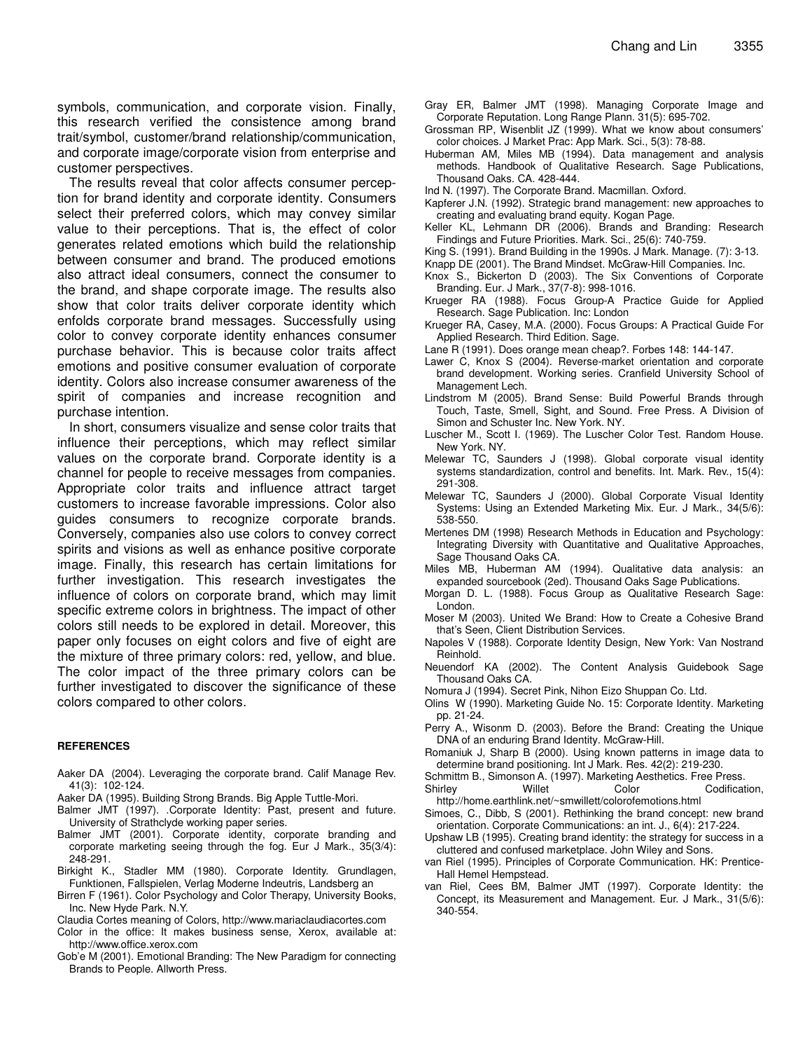symbols, communication, and corporate vision. Finally, this research verified the consistence among brand trait/symbol, customer/brand relationship/communication, and corporate image/corporate vision from enterprise and customer perspectives.

The results reveal that color affects consumer perception for brand identity and corporate identity. Consumers select their preferred colors, which may convey similar value to their perceptions. That is, the effect of color generates related emotions which build the relationship between consumer and brand. The produced emotions also attract ideal consumers, connect the consumer to the brand, and shape corporate image. The results also show that color traits deliver corporate identity which enfolds corporate brand messages. Successfully using color to convey corporate identity enhances consumer purchase behavior. This is because color traits affect emotions and positive consumer evaluation of corporate identity. Colors also increase consumer awareness of the spirit of companies and increase recognition and purchase intention.

In short, consumers visualize and sense color traits that influence their perceptions, which may reflect similar values on the corporate brand. Corporate identity is a channel for people to receive messages from companies. Appropriate color traits and influence attract target customers to increase favorable impressions. Color also guides consumers to recognize corporate brands. Conversely, companies also use colors to convey correct spirits and visions as well as enhance positive corporate image. Finally, this research has certain limitations for further investigation. This research investigates the influence of colors on corporate brand, which may limit specific extreme colors in brightness. The impact of other colors still needs to be explored in detail. Moreover, this paper only focuses on eight colors and five of eight are the mixture of three primary colors: red, yellow, and blue. The color impact of the three primary colors can be further investigated to discover the significance of these colors compared to other colors.

## REFERENCES

Aaker DA (2004). Leveraging the corporate brand. Calif Manage Rev. 41(3): 102-124.

Aaker DA (1995). Building Strong Brands. Big Apple Tuttle-Mori.

Balmer JMT (1997). .Corporate Identity: Past, present and future. University of Strathclyde working paper series.

Balmer JMT (2001). Corporate identity, corporate branding and corporate marketing seeing through the fog. Eur J Mark., 35(3/4): 248-291.

Birkight K., Stadler MM (1980). Corporate Identity. Grundlagen, Funktionen, Fallspielen, Verlag Moderne Indeutris, Landsberg an

Birren F (1961). Color Psychology and Color Therapy, University Books, Inc. New Hyde Park. N.Y.

Claudia Cortes meaning of Colors, http://www.mariaclaudiacortes.com

Color in the office: It makes business sense, Xerox, available at: http://www.office.xerox.com

Gob'e M (2001). Emotional Branding: The New Paradigm for connecting Brands to People. Allworth Press.

Gray ER, Balmer JMT (1998). Managing Corporate Image and Corporate Reputation. Long Range Plann. 31(5): 695-702.

Grossman RP, Wisenblit JZ (1999). What we know about consumers' color choices. J Market Prac: App Mark. Sci., 5(3): 78-88.

Huberman AM, Miles MB (1994). Data management and analysis methods. Handbook of Qualitative Research. Sage Publications, Thousand Oaks. CA. 428-444.

Ind N. (1997). The Corporate Brand. Macmillan. Oxford.

Kapferer J.N. (1992). Strategic brand management: new approaches to creating and evaluating brand equity. Kogan Page.

Keller KL, Lehmann DR (2006). Brands and Branding: Research Findings and Future Priorities. Mark. Sci., 25(6): 740-759.

King S. (1991). Brand Building in the 1990s. J Mark. Manage. (7): 3-13.

Knapp DE (2001). The Brand Mindset. McGraw-Hill Companies. Inc.

Knox S., Bickerton D (2003). The Six Conventions of Corporate Branding. Eur. J Mark., 37(7-8): 998-1016.

Krueger RA (1988). Focus Group-A Practice Guide for Applied Research. Sage Publication. Inc: London

Krueger RA, Casey, M.A. (2000). Focus Groups: A Practical Guide For Applied Research. Third Edition. Sage.

Lane R (1991). Does orange mean cheap?. Forbes 148: 144-147.

Lawer C, Knox S (2004). Reverse-market orientation and corporate brand development. Working series. Cranfield University School of Management Lech.

Lindstrom M (2005). Brand Sense: Build Powerful Brands through Touch, Taste, Smell, Sight, and Sound. Free Press. A Division of Simon and Schuster Inc. New York. NY.

Luscher M., Scott I. (1969). The Luscher Color Test. Random House. New York. NY.

Melewar TC, Saunders J (1998). Global corporate visual identity systems standardization, control and benefits. Int. Mark. Rev., 15(4): 291-308.

Melewar TC, Saunders J (2000). Global Corporate Visual Identity Systems: Using an Extended Marketing Mix. Eur. J Mark., 34(5/6): 538-550.

Mertenes DM (1998) Research Methods in Education and Psychology: Integrating Diversity with Quantitative and Qualitative Approaches, Sage Thousand Oaks CA.

Miles MB, Huberman AM (1994). Qualitative data analysis: an expanded sourcebook (2ed). Thousand Oaks Sage Publications.

Morgan D. L. (1988). Focus Group as Qualitative Research Sage: London.

Moser M (2003). United We Brand: How to Create a Cohesive Brand that's Seen, Client Distribution Services.

Napoles V (1988). Corporate Identity Design, New York: Van Nostrand Reinhold.

Neuendorf KA (2002). The Content Analysis Guidebook Sage Thousand Oaks CA.

Nomura J (1994). Secret Pink, Nihon Eizo Shuppan Co. Ltd.

Olins W (1990). Marketing Guide No. 15: Corporate Identity. Marketing pp. 21-24.

Perry A., Wisonm D. (2003). Before the Brand: Creating the Unique DNA of an enduring Brand Identity. McGraw-Hill.

Romaniuk J, Sharp B (2000). Using known patterns in image data to determine brand positioning. Int J Mark. Res. 42(2): 219-230.

Schmittm B., Simonson A. (1997). Marketing Aesthetics. Free Press.

Shirley Willet Color Codification, http://home.earthlink.net/~smwillett/colorofemotions.html

Simoes, C., Dibb, S (2001). Rethinking the brand concept: new brand orientation. Corporate Communications: an int. J., 6(4): 217-224.

Upshaw LB (1995). Creating brand identity: the strategy for success in a cluttered and confused marketplace. John Wiley and Sons.

van Riel (1995). Principles of Corporate Communication. HK: Prentice-Hall Hemel Hempstead.

van Riel, Cees BM, Balmer JMT (1997). Corporate Identity: the Concept, its Measurement and Management. Eur. J Mark., 31(5/6): 340-554.